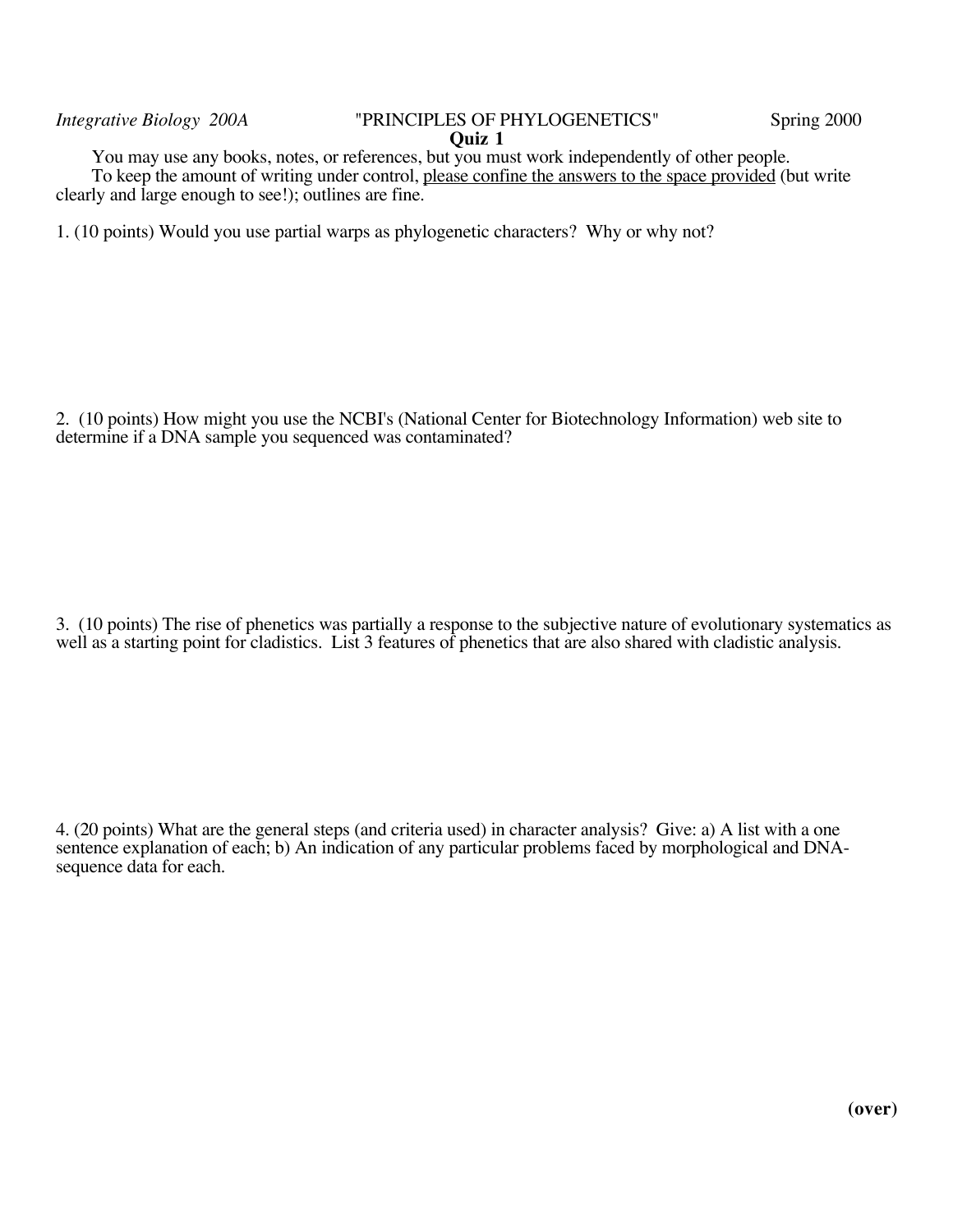*Integrative Biology 200A* "PRINCIPLES OF PHYLOGENETICS" Spring 2000

**Quiz 1**

You may use any books, notes, or references, but you must work independently of other people.

To keep the amount of writing under control, <u>please confine the answers to the space provided</u> (but write clearly and large enough to see!); outlines are fine.

1. (10 points) Would you use partial warps as phylogenetic characters? Why or why not?

2. (10 points) How might you use the NCBI's (National Center for Biotechnology Information) web site to determine if a DNA sample you sequenced was contaminated?

3. (10 points) The rise of phenetics was partially a response to the subjective nature of evolutionary systematics as well as a starting point for cladistics. List 3 features of phenetics that are also shared with cladistic analysis.

4. (20 points) What are the general steps (and criteria used) in character analysis? Give: a) A list with a one sentence explanation of each; b) An indication of any particular problems faced by morphological and DNA-sequence data for each.

**(over)**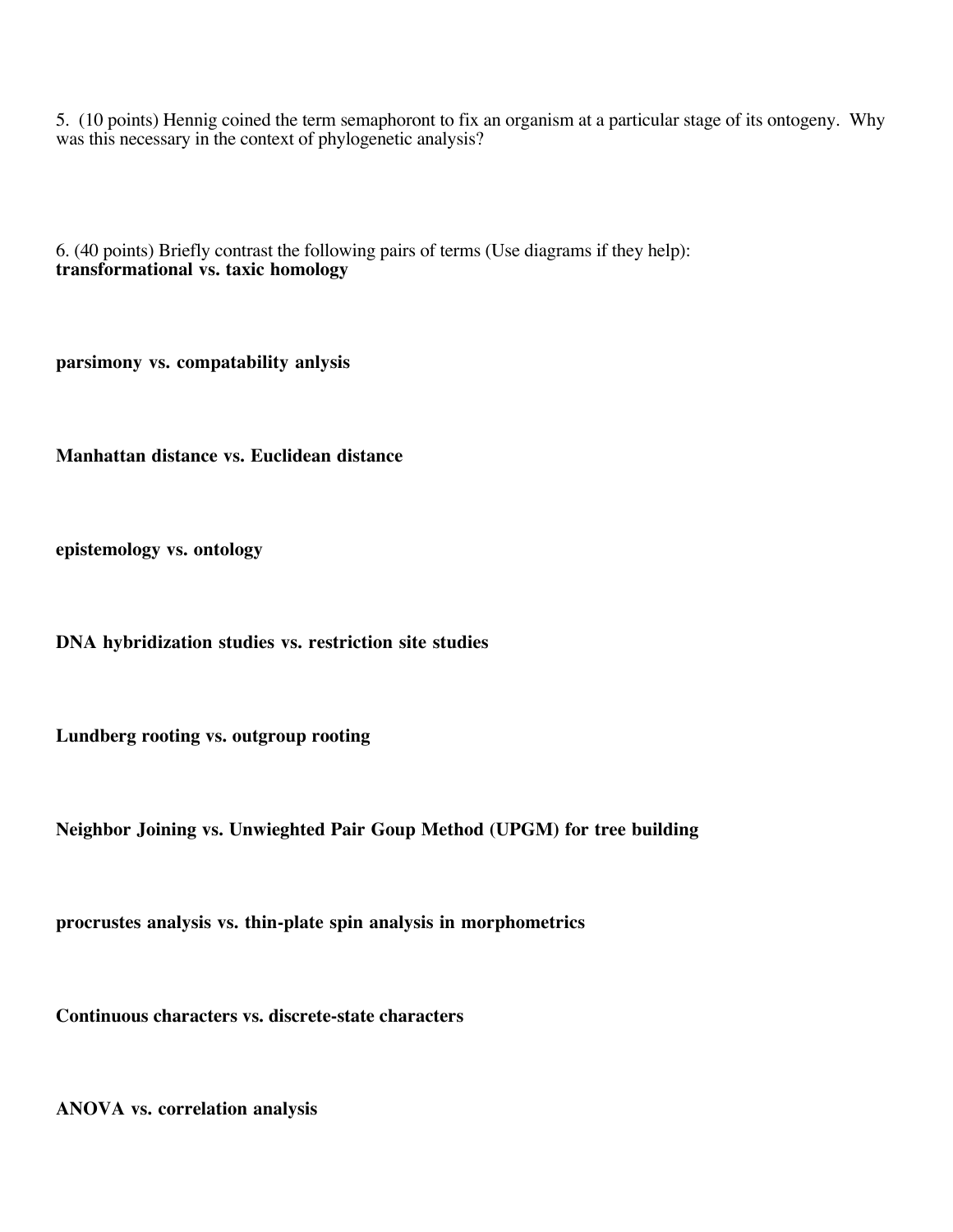5. (10 points) Hennig coined the term semaphoront to fix an organism at a particular stage of its ontogeny. Why was this necessary in the context of phylogenetic analysis?

6. (40 points) Briefly contrast the following pairs of terms (Use diagrams if they help):

**transformational vs. taxic homology**

**parsimony vs. compatability anlysis**

**Manhattan distance vs. Euclidean distance**

**epistemology vs. ontology**

**DNA hybridization studies vs. restriction site studies**

**Lundberg rooting vs. outgroup rooting**

**Neighbor Joining vs. Unwieghted Pair Goup Method (UPGM) for tree building**

**procrustes analysis vs. thin-plate spin analysis in morphometrics**

**Continuous characters vs. discrete-state characters**

**ANOVA vs. correlation analysis**